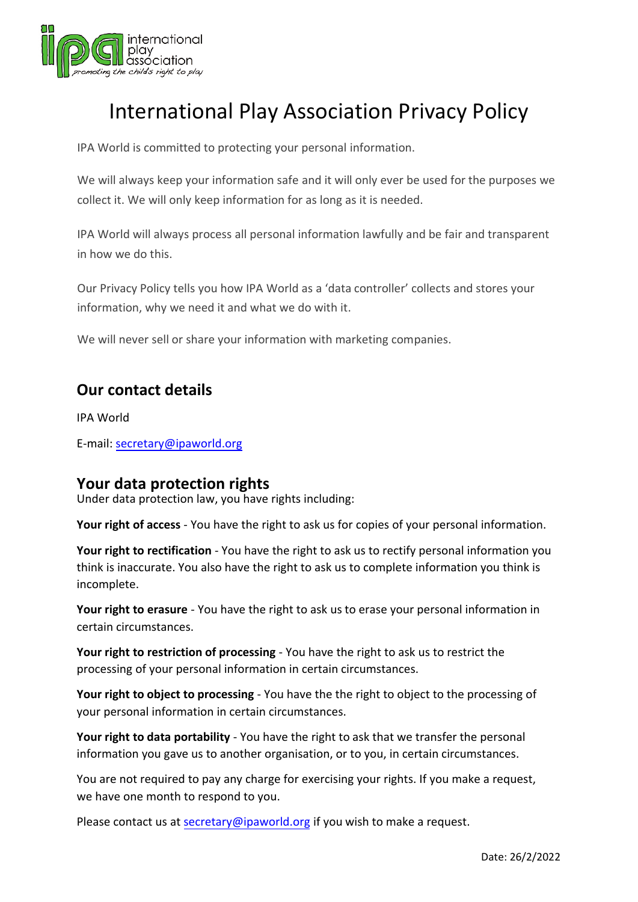# International Play Association Privacy Policy

IPA World is committed to protecting your personal information.

We will always keep your information safe and it will only ever be used for the purposes we collect it. We will only keep information for as long as it is needed.

IPA World will always process all personal information lawfully and be fair and transparent in how we do this.

Our Privacy Policy tells you how IPA World as a 'data controller' collects and stores your information, why we need it and what we do with it.

We will never sell or share your information with marketing companies.

## Our contact details

IPA World

E-mail: secretary@ipaworld.org

## Your data protection rights

Under data protection law, you have rights including:

**Your right of access** - You have the right to ask us for copies of your personal information.

**Your right to rectification** - You have the right to ask us to rectify personal information you think is inaccurate. You also have the right to ask us to complete information you think is incomplete.

**Your right to erasure** - You have the right to ask us to erase your personal information in certain circumstances.

**Your right to restriction of processing** - You have the right to ask us to restrict the processing of your personal information in certain circumstances.

**Your right to object to processing** - You have the the right to object to the processing of your personal information in certain circumstances.

**Your right to data portability** - You have the right to ask that we transfer the personal information you gave us to another organisation, or to you, in certain circumstances.

You are not required to pay any charge for exercising your rights. If you make a request, we have one month to respond to you.

Please contact us at secretary@ipaworld.org if you wish to make a request.

Date: 26/2/2022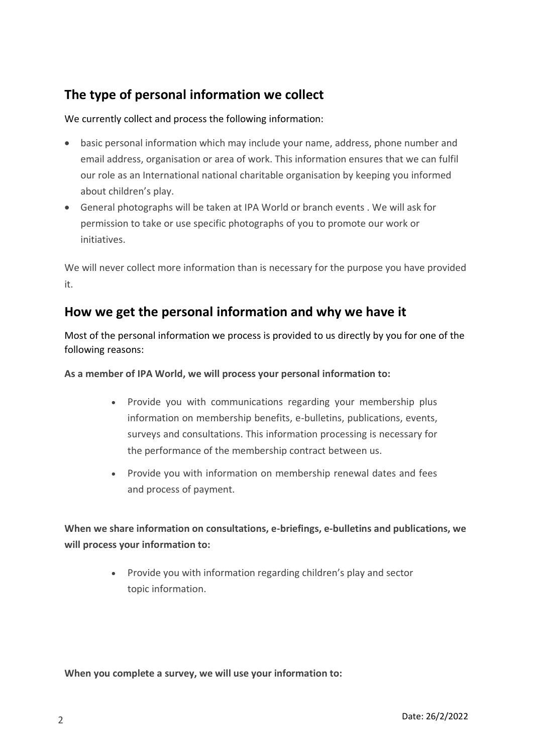## The type of personal information we collect

We currently collect and process the following information:

- basic personal information which may include your name, address, phone number and email address, organisation or area of work. This information ensures that we can fulfil our role as an International national charitable organisation by keeping you informed about children's play.
- General photographs will be taken at IPA World or branch events . We will ask for permission to take or use specific photographs of you to promote our work or initiatives.

We will never collect more information than is necessary for the purpose you have provided it.

## How we get the personal information and why we have it

Most of the personal information we process is provided to us directly by you for one of the following reasons:

**As a member of IPA World, we will process your personal information to:**

- Provide you with communications regarding your membership plus information on membership benefits, e-bulletins, publications, events, surveys and consultations. This information processing is necessary for the performance of the membership contract between us.
- Provide you with information on membership renewal dates and fees and process of payment.

**When we share information on consultations, e-briefings, e-bulletins and publications, we will process your information to:**

- Provide you with information regarding children's play and sector topic information.

**When you complete a survey, we will use your information to:**

Date: 26/2/2022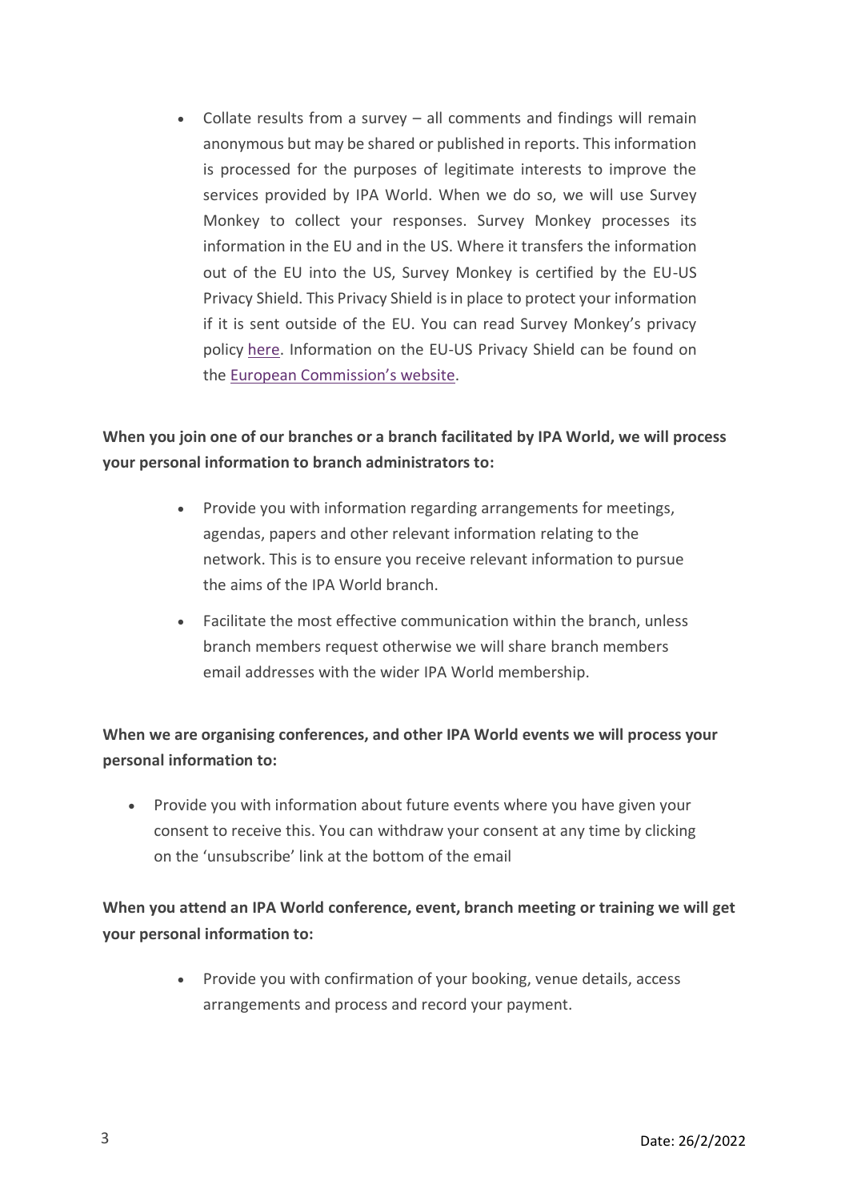- Collate results from a survey – all comments and findings will remain anonymous but may be shared or published in reports. This information is processed for the purposes of legitimate interests to improve the services provided by IPA World. When we do so, we will use Survey Monkey to collect your responses. Survey Monkey processes its information in the EU and in the US. Where it transfers the information out of the EU into the US, Survey Monkey is certified by the EU-US Privacy Shield. This Privacy Shield is in place to protect your information if it is sent outside of the EU. You can read Survey Monkey's privacy policy here. Information on the EU-US Privacy Shield can be found on the European Commission's website.

**When you join one of our branches or a branch facilitated by IPA World, we will process your personal information to branch administrators to:**

- Provide you with information regarding arrangements for meetings, agendas, papers and other relevant information relating to the network. This is to ensure you receive relevant information to pursue the aims of the IPA World branch.
- Facilitate the most effective communication within the branch, unless branch members request otherwise we will share branch members email addresses with the wider IPA World membership.

**When we are organising conferences, and other IPA World events we will process your personal information to:**

- Provide you with information about future events where you have given your consent to receive this. You can withdraw your consent at any time by clicking on the 'unsubscribe' link at the bottom of the email

**When you attend an IPA World conference, event, branch meeting or training we will get your personal information to:**

- Provide you with confirmation of your booking, venue details, access arrangements and process and record your payment.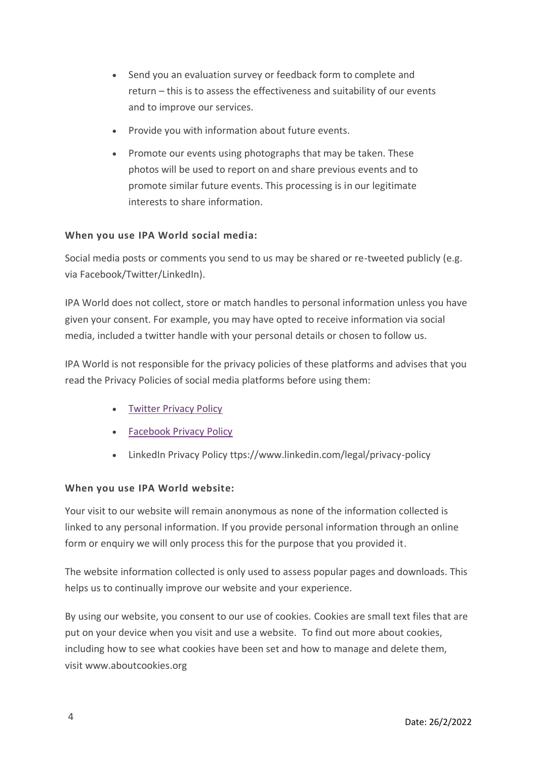- Send you an evaluation survey or feedback form to complete and return – this is to assess the effectiveness and suitability of our events and to improve our services.
- Provide you with information about future events.
- Promote our events using photographs that may be taken. These photos will be used to report on and share previous events and to promote similar future events. This processing is in our legitimate interests to share information.

**When you use IPA World social media:**

Social media posts or comments you send to us may be shared or re-tweeted publicly (e.g. via Facebook/Twitter/LinkedIn).

IPA World does not collect, store or match handles to personal information unless you have given your consent. For example, you may have opted to receive information via social media, included a twitter handle with your personal details or chosen to follow us.

IPA World is not responsible for the privacy policies of these platforms and advises that you read the Privacy Policies of social media platforms before using them:

- Twitter Privacy Policy
- Facebook Privacy Policy
- LinkedIn Privacy Policy ttps://www.linkedin.com/legal/privacy-policy

**When you use IPA World website:**

Your visit to our website will remain anonymous as none of the information collected is linked to any personal information. If you provide personal information through an online form or enquiry we will only process this for the purpose that you provided it.

The website information collected is only used to assess popular pages and downloads. This helps us to continually improve our website and your experience.

By using our website, you consent to our use of cookies. Cookies are small text files that are put on your device when you visit and use a website. To find out more about cookies, including how to see what cookies have been set and how to manage and delete them, visit www.aboutcookies.org

Date: 26/2/2022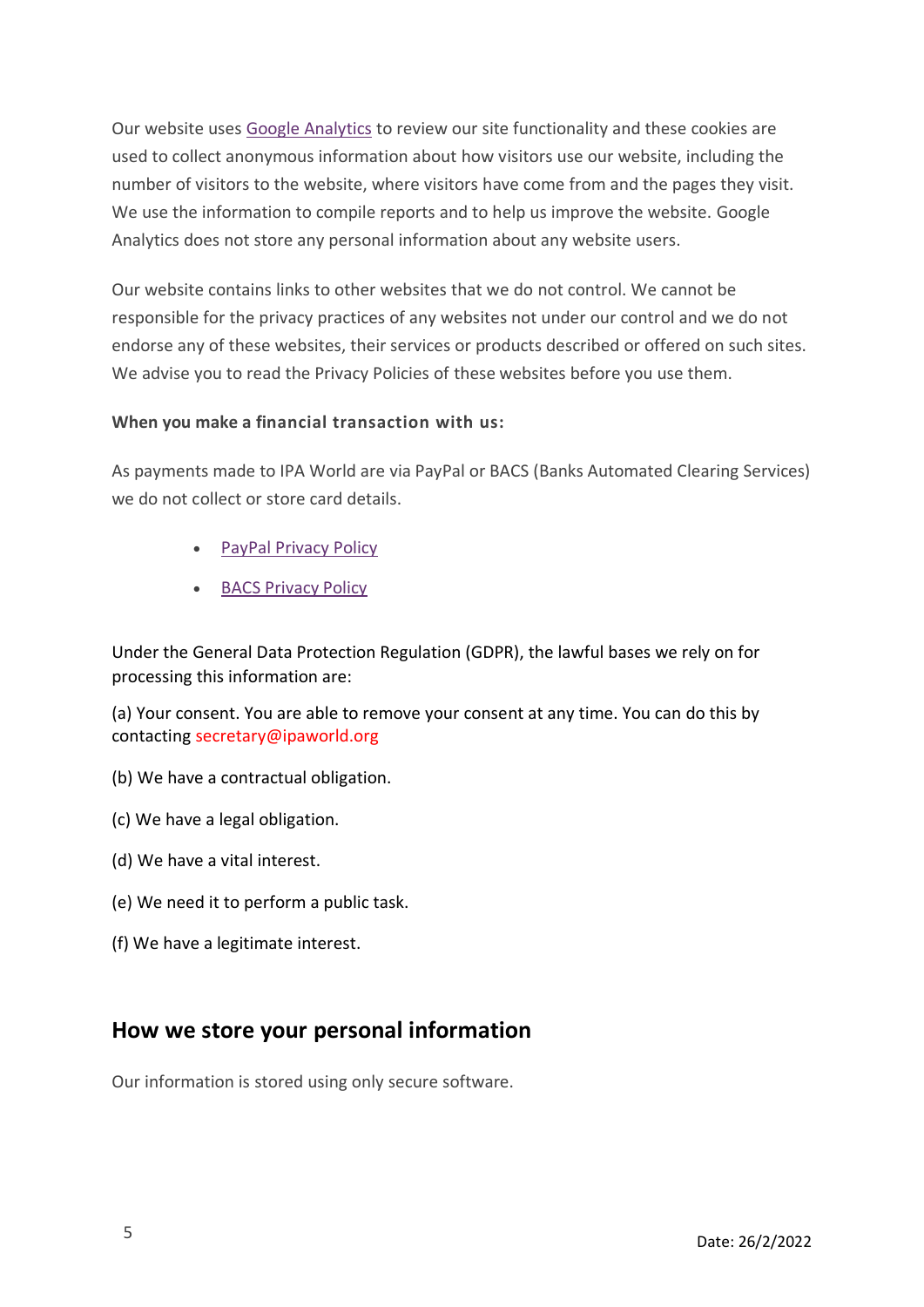Our website uses Google Analytics to review our site functionality and these cookies are used to collect anonymous information about how visitors use our website, including the number of visitors to the website, where visitors have come from and the pages they visit. We use the information to compile reports and to help us improve the website. Google Analytics does not store any personal information about any website users.

Our website contains links to other websites that we do not control. We cannot be responsible for the privacy practices of any websites not under our control and we do not endorse any of these websites, their services or products described or offered on such sites. We advise you to read the Privacy Policies of these websites before you use them.

**When you make a financial transaction with us:**

As payments made to IPA World are via PayPal or BACS (Banks Automated Clearing Services) we do not collect or store card details.

- PayPal Privacy Policy
- BACS Privacy Policy

Under the General Data Protection Regulation (GDPR), the lawful bases we rely on for processing this information are:

(a) Your consent. You are able to remove your consent at any time. You can do this by contacting secretary@ipaworld.org

(b) We have a contractual obligation.

(c) We have a legal obligation.

(d) We have a vital interest.

(e) We need it to perform a public task.

(f) We have a legitimate interest.

## How we store your personal information

Our information is stored using only secure software.

Date: 26/2/2022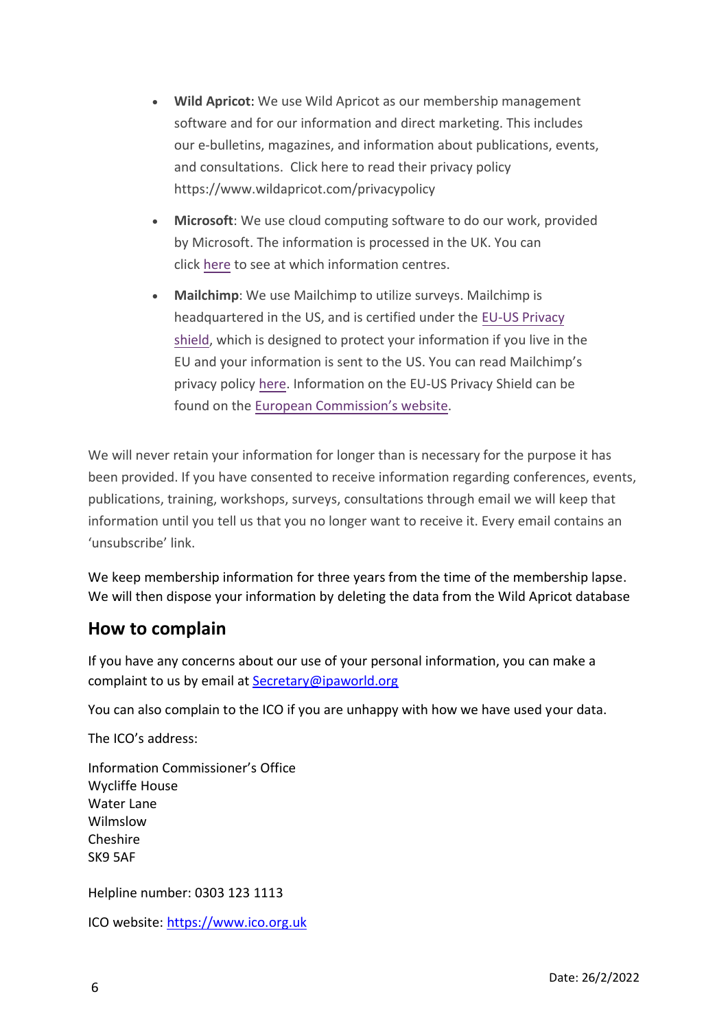- **Wild Apricot:** We use Wild Apricot as our membership management software and for our information and direct marketing. This includes our e-bulletins, magazines, and information about publications, events, and consultations.  Click here to read their privacy policy https://www.wildapricot.com/privacypolicy
- **Microsoft**: We use cloud computing software to do our work, provided by Microsoft. The information is processed in the UK. You can click here to see at which information centres.
- **Mailchimp**: We use Mailchimp to utilize surveys. Mailchimp is headquartered in the US, and is certified under the EU-US Privacy shield, which is designed to protect your information if you live in the EU and your information is sent to the US. You can read Mailchimp's privacy policy here. Information on the EU-US Privacy Shield can be found on the European Commission's website.

We will never retain your information for longer than is necessary for the purpose it has been provided. If you have consented to receive information regarding conferences, events, publications, training, workshops, surveys, consultations through email we will keep that information until you tell us that you no longer want to receive it. Every email contains an 'unsubscribe' link.

We keep membership information for three years from the time of the membership lapse. We will then dispose your information by deleting the data from the Wild Apricot database

## How to complain

If you have any concerns about our use of your personal information, you can make a complaint to us by email at Secretary@ipaworld.org

You can also complain to the ICO if you are unhappy with how we have used your data.

The ICO's address:

Information Commissioner's Office
Wycliffe House
Water Lane
Wilmslow
Cheshire
SK9 5AF

Helpline number: 0303 123 1113

ICO website: https://www.ico.org.uk

Date: 26/2/2022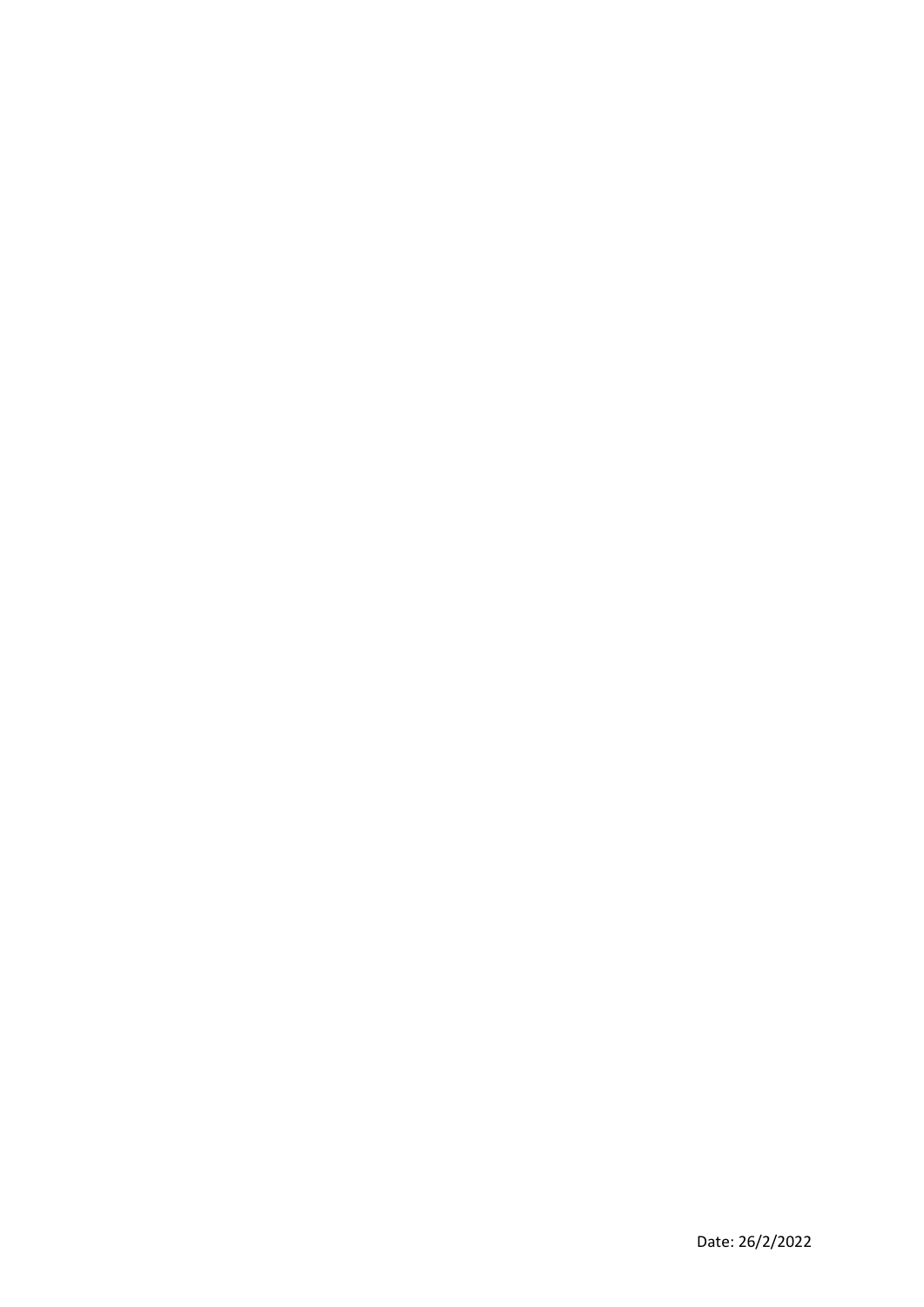Date: 26/2/2022